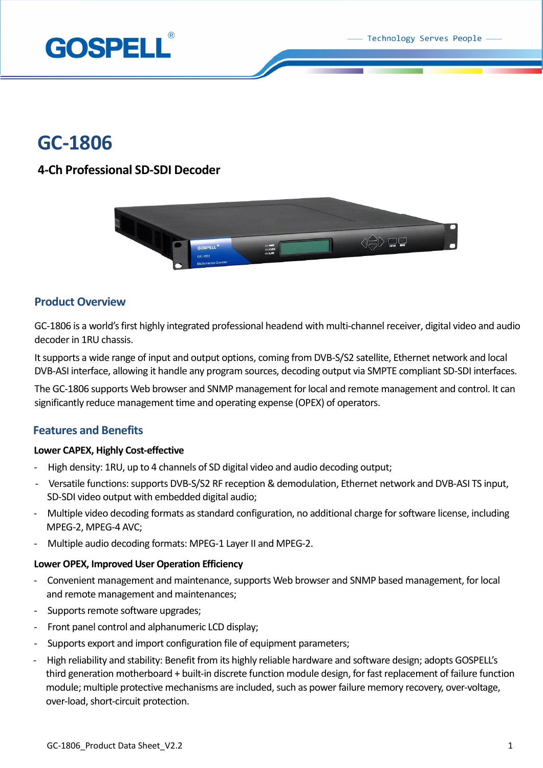# GC-1806

### 4-Ch Professional SD-SDI Decoder

## Product Overview

GC-1806 is a world's first highly integrated professional headend with multi-channel receiver, digital video and audio decoder in 1RU chassis.

It supports a wide range of input and output options, coming from DVB-S/S2 satellite, Ethernet network and local DVB-ASI interface, allowing it handle any program sources, decoding output via SMPTE compliant SD-SDI interfaces.

The GC-1806 supports Web browser and SNMP management for local and remote management and control. It can significantly reduce management time and operating expense (OPEX) of operators.

## Features and Benefits

**Lower CAPEX, Highly Cost-effective**

- High density: 1RU, up to 4 channels of SD digital video and audio decoding output;
- Versatile functions: supports DVB-S/S2 RF reception & demodulation, Ethernet network and DVB-ASI TS input, SD-SDI video output with embedded digital audio;
- Multiple video decoding formats as standard configuration, no additional charge for software license, including MPEG-2, MPEG-4 AVC;
- Multiple audio decoding formats: MPEG-1 Layer II and MPEG-2.

**Lower OPEX, Improved User Operation Efficiency**

- Convenient management and maintenance, supports Web browser and SNMP based management, for local and remote management and maintenances;
- Supports remote software upgrades;
- Front panel control and alphanumeric LCD display;
- Supports export and import configuration file of equipment parameters;
- High reliability and stability: Benefit from its highly reliable hardware and software design; adopts GOSPELL's third generation motherboard + built-in discrete function module design, for fast replacement of failure function module; multiple protective mechanisms are included, such as power failure memory recovery, over-voltage, over-load, short-circuit protection.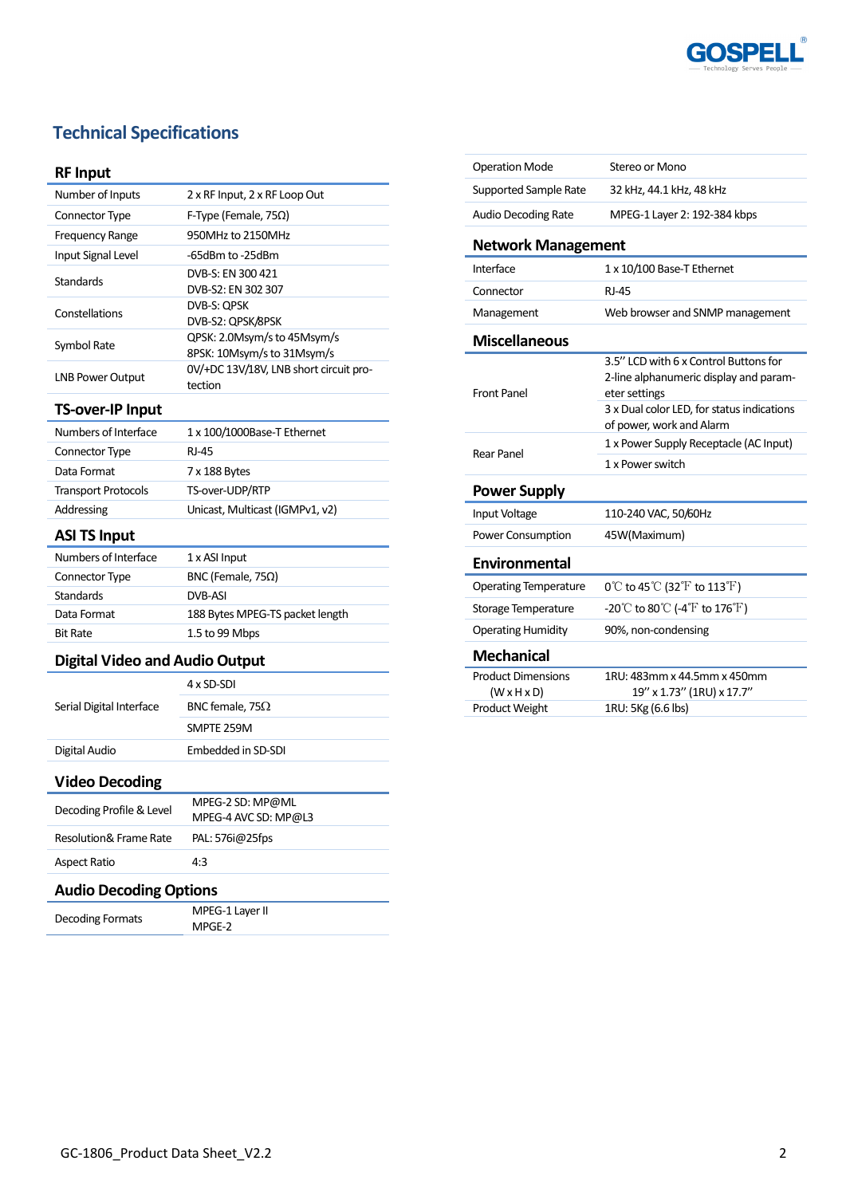## Technical Specifications

### RF Input

| | |
|---|---|
| Number of Inputs | 2 x RF Input, 2 x RF Loop Out |
| Connector Type | F-Type (Female, 75Ω) |
| Frequency Range | 950MHz to 2150MHz |
| Input Signal Level | -65dBm to -25dBm |
| Standards | DVB-S: EN 300 421<br>DVB-S2: EN 302 307 |
| Constellations | DVB-S: QPSK<br>DVB-S2: QPSK/8PSK |
| Symbol Rate | QPSK: 2.0Msym/s to 45Msym/s<br>8PSK: 10Msym/s to 31Msym/s |
| LNB Power Output | 0V/+DC 13V/18V, LNB short circuit protection |

### TS-over-IP Input

| | |
|---|---|
| Numbers of Interface | 1 x 100/1000Base-T Ethernet |
| Connector Type | RJ-45 |
| Data Format | 7 x 188 Bytes |
| Transport Protocols | TS-over-UDP/RTP |
| Addressing | Unicast, Multicast (IGMPv1, v2) |

### ASI TS Input

| | |
|---|---|
| Numbers of Interface | 1 x ASI Input |
| Connector Type | BNC (Female, 75Ω) |
| Standards | DVB-ASI |
| Data Format | 188 Bytes MPEG-TS packet length |
| Bit Rate | 1.5 to 99 Mbps |

### Digital Video and Audio Output

| | |
|---|---|
| Serial Digital Interface | 4 x SD-SDI |
| | BNC female, 75Ω |
| | SMPTE 259M |
| Digital Audio | Embedded in SD-SDI |

### Video Decoding

| | |
|---|---|
| Decoding Profile & Level | MPEG-2 SD: MP@ML<br>MPEG-4 AVC SD: MP@L3 |
| Resolution& Frame Rate | PAL: 576i@25fps |
| Aspect Ratio | 4:3 |

### Audio Decoding Options

| | |
|---|---|
| Decoding Formats | MPEG-1 Layer II<br>MPGE-2 |
| Operation Mode | Stereo or Mono |
| Supported Sample Rate | 32 kHz, 44.1 kHz, 48 kHz |
| Audio Decoding Rate | MPEG-1 Layer 2: 192-384 kbps |

### Network Management

| | |
|---|---|
| Interface | 1 x 10/100 Base-T Ethernet |
| Connector | RJ-45 |
| Management | Web browser and SNMP management |

### Miscellaneous

| | |
|---|---|
| Front Panel | 3.5" LCD with 6 x Control Buttons for 2-line alphanumeric display and parameter settings |
| | 3 x Dual color LED, for status indications of power, work and Alarm |
| Rear Panel | 1 x Power Supply Receptacle (AC Input) |
| | 1 x Power switch |

### Power Supply

| | |
|---|---|
| Input Voltage | 110-240 VAC, 50/60Hz |
| Power Consumption | 45W(Maximum) |

### Environmental

| | |
|---|---|
| Operating Temperature | 0℃ to 45℃ (32℉ to 113℉) |
| Storage Temperature | -20℃ to 80℃ (-4℉ to 176℉) |
| Operating Humidity | 90%, non-condensing |

### Mechanical

| | |
|---|---|
| Product Dimensions (W x H x D) | 1RU: 483mm x 44.5mm x 450mm<br>19" x 1.73" (1RU) x 17.7" |
| Product Weight | 1RU: 5Kg (6.6 lbs) |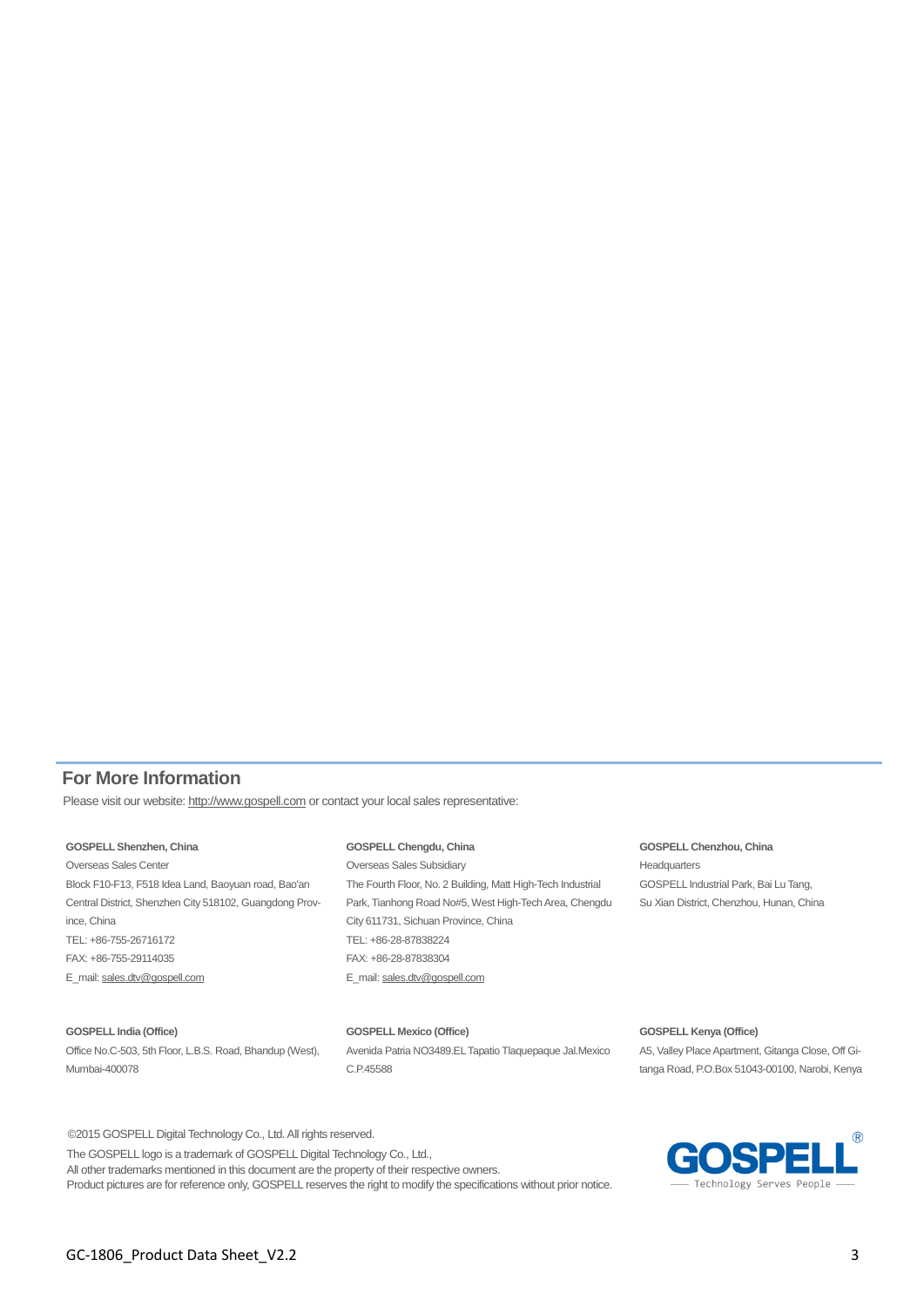## For More Information

Please visit our website: http://www.gospell.com or contact your local sales representative:

**GOSPELL Shenzhen, China**
Overseas Sales Center
Block F10-F13, F518 Idea Land, Baoyuan road, Bao'an Central District, Shenzhen City 518102, Guangdong Province, China
TEL: +86-755-26716172
FAX: +86-755-29114035
E_mail: sales.dtv@gospell.com

**GOSPELL Chengdu, China**
Overseas Sales Subsidiary
The Fourth Floor, No. 2 Building, Matt High-Tech Industrial Park, Tianhong Road No#5, West High-Tech Area, Chengdu City 611731, Sichuan Province, China
TEL: +86-28-87838224
FAX: +86-28-87838304
E_mail: sales.dtv@gospell.com

**GOSPELL Chenzhou, China**
Headquarters
GOSPELL Industrial Park, Bai Lu Tang, Su Xian District, Chenzhou, Hunan, China

**GOSPELL India (Office)**
Office No.C-503, 5th Floor, L.B.S. Road, Bhandup (West), Mumbai-400078

**GOSPELL Mexico (Office)**
Avenida Patria NO3489.EL Tapatio Tlaquepaque Jal.Mexico C.P.45588

**GOSPELL Kenya (Office)**
A5, Valley Place Apartment, Gitanga Close, Off Gitanga Road, P.O.Box 51043-00100, Narobi, Kenya

©2015 GOSPELL Digital Technology Co., Ltd. All rights reserved.

The GOSPELL logo is a trademark of GOSPELL Digital Technology Co., Ltd.,
All other trademarks mentioned in this document are the property of their respective owners.
Product pictures are for reference only, GOSPELL reserves the right to modify the specifications without prior notice.

GOSPELL®
Technology Serves People